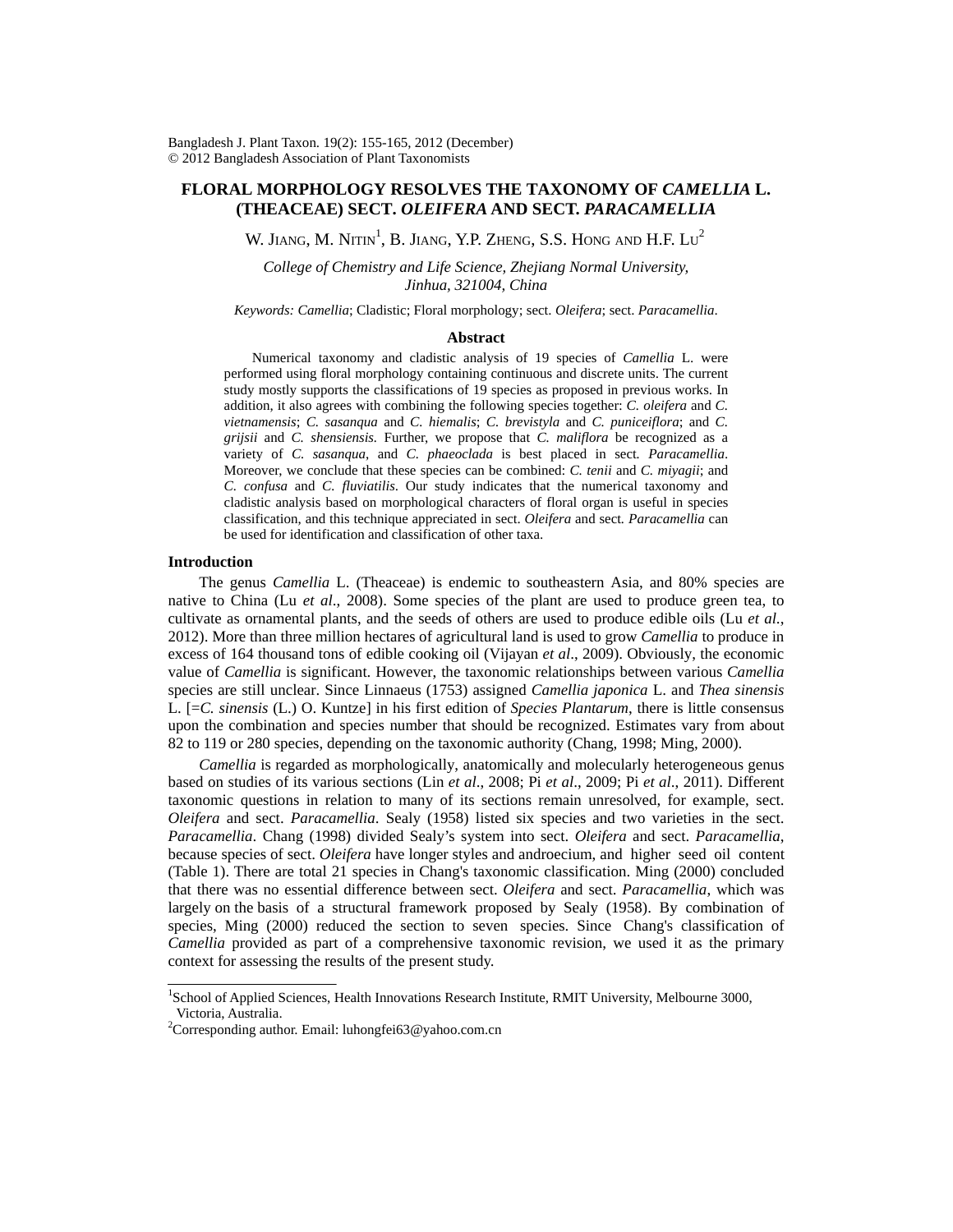# FLORAL MORPHOLOGY RESOLVES THE TAXONOMY OF *CAMELLIA* L. (THEACEAE) SECT. *OLEIFERA* AND SECT. *PARACAMELLIA*

W. Jiang, M. Nitin[1], B. Jiang, Y.P. Zheng, S.S. Hong and H.F. Lu[2]

*College of Chemistry and Life Science, Zhejiang Normal University, Jinhua, 321004, China*

*Keywords: Camellia*; Cladistic; Floral morphology; sect. *Oleifera*; sect. *Paracamellia*.

## Abstract

Numerical taxonomy and cladistic analysis of 19 species of *Camellia* L. were performed using floral morphology containing continuous and discrete units. The current study mostly supports the classifications of 19 species as proposed in previous works. In addition, it also agrees with combining the following species together: *C. oleifera* and *C. vietnamensis*; *C. sasanqua* and *C. hiemalis*; *C. brevistyla* and *C. puniceiflora*; and *C. grijsii* and *C. shensiensis.* Further, we propose that *C. maliflora* be recognized as a variety of *C. sasanqua*, and *C. phaeoclada* is best placed in sect. *Paracamellia*. Moreover, we conclude that these species can be combined: *C. tenii* and *C. miyagii*; and *C. confusa* and *C. fluviatilis*. Our study indicates that the numerical taxonomy and cladistic analysis based on morphological characters of floral organ is useful in species classification, and this technique appreciated in sect. *Oleifera* and sect. *Paracamellia* can be used for identification and classification of other taxa.

## Introduction

The genus *Camellia* L. (Theaceae) is endemic to southeastern Asia, and 80% species are native to China (Lu *et al*., 2008). Some species of the plant are used to produce green tea, to cultivate as ornamental plants, and the seeds of others are used to produce edible oils (Lu *et al.*, 2012). More than three million hectares of agricultural land is used to grow *Camellia* to produce in excess of 164 thousand tons of edible cooking oil (Vijayan *et al*., 2009). Obviously, the economic value of *Camellia* is significant. However, the taxonomic relationships between various *Camellia* species are still unclear. Since Linnaeus (1753) assigned *Camellia japonica* L. and *Thea sinensis* L. [=*C. sinensis* (L.) O. Kuntze] in his first edition of *Species Plantarum*, there is little consensus upon the combination and species number that should be recognized. Estimates vary from about 82 to 119 or 280 species, depending on the taxonomic authority (Chang, 1998; Ming, 2000).

*Camellia* is regarded as morphologically, anatomically and molecularly heterogeneous genus based on studies of its various sections (Lin *et al*., 2008; Pi *et al*., 2009; Pi *et al*., 2011). Different taxonomic questions in relation to many of its sections remain unresolved, for example, sect. *Oleifera* and sect. *Paracamellia*. Sealy (1958) listed six species and two varieties in the sect. *Paracamellia*. Chang (1998) divided Sealy's system into sect. *Oleifera* and sect. *Paracamellia*, because species of sect. *Oleifera* have longer styles and androecium, and higher seed oil content (Table 1). There are total 21 species in Chang's taxonomic classification. Ming (2000) concluded that there was no essential difference between sect. *Oleifera* and sect. *Paracamellia*, which was largely on the basis of a structural framework proposed by Sealy (1958). By combination of species, Ming (2000) reduced the section to seven species. Since Chang's classification of *Camellia* provided as part of a comprehensive taxonomic revision, we used it as the primary context for assessing the results of the present study.

---

[1]School of Applied Sciences, Health Innovations Research Institute, RMIT University, Melbourne 3000, Victoria, Australia.

[2]Corresponding author. Email: luhongfei63@yahoo.com.cn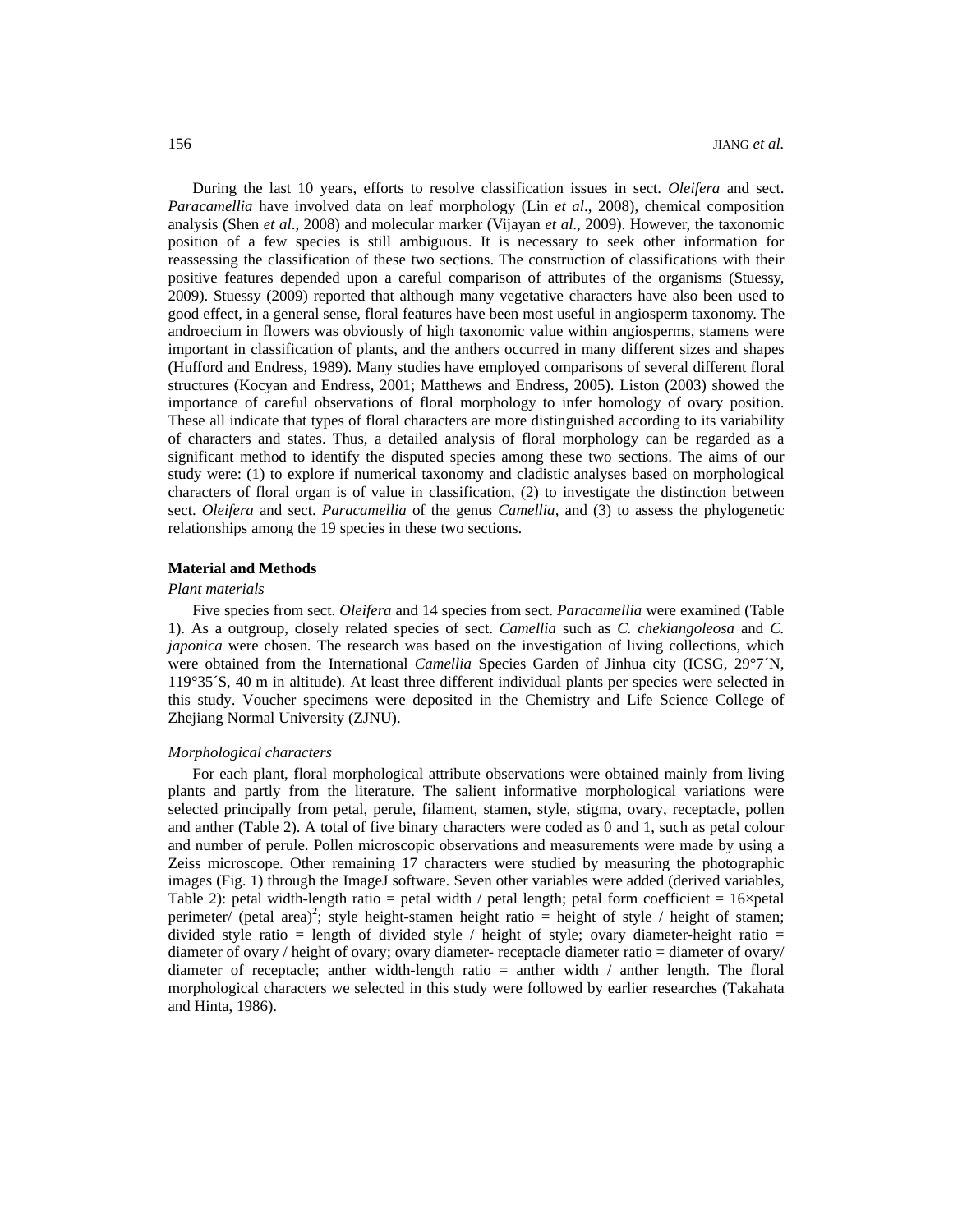During the last 10 years, efforts to resolve classification issues in sect. *Oleifera* and sect. *Paracamellia* have involved data on leaf morphology (Lin *et al*., 2008), chemical composition analysis (Shen *et al*., 2008) and molecular marker (Vijayan *et al*., 2009). However, the taxonomic position of a few species is still ambiguous. It is necessary to seek other information for reassessing the classification of these two sections. The construction of classifications with their positive features depended upon a careful comparison of attributes of the organisms (Stuessy, 2009). Stuessy (2009) reported that although many vegetative characters have also been used to good effect, in a general sense, floral features have been most useful in angiosperm taxonomy. The androecium in flowers was obviously of high taxonomic value within angiosperms, stamens were important in classification of plants, and the anthers occurred in many different sizes and shapes (Hufford and Endress, 1989). Many studies have employed comparisons of several different floral structures (Kocyan and Endress, 2001; Matthews and Endress, 2005). Liston (2003) showed the importance of careful observations of floral morphology to infer homology of ovary position. These all indicate that types of floral characters are more distinguished according to its variability of characters and states. Thus, a detailed analysis of floral morphology can be regarded as a significant method to identify the disputed species among these two sections. The aims of our study were: (1) to explore if numerical taxonomy and cladistic analyses based on morphological characters of floral organ is of value in classification, (2) to investigate the distinction between sect. *Oleifera* and sect. *Paracamellia* of the genus *Camellia*, and (3) to assess the phylogenetic relationships among the 19 species in these two sections.

## Material and Methods

### *Plant materials*

Five species from sect. *Oleifera* and 14 species from sect. *Paracamellia* were examined (Table 1). As a outgroup, closely related species of sect. *Camellia* such as *C. chekiangoleosa* and *C. japonica* were chosen. The research was based on the investigation of living collections, which were obtained from the International *Camellia* Species Garden of Jinhua city (ICSG, 29°7´N, 119°35´S, 40 m in altitude). At least three different individual plants per species were selected in this study. Voucher specimens were deposited in the Chemistry and Life Science College of Zhejiang Normal University (ZJNU).

### *Morphological characters*

For each plant, floral morphological attribute observations were obtained mainly from living plants and partly from the literature. The salient informative morphological variations were selected principally from petal, perule, filament, stamen, style, stigma, ovary, receptacle, pollen and anther (Table 2). A total of five binary characters were coded as 0 and 1, such as petal colour and number of perule. Pollen microscopic observations and measurements were made by using a Zeiss microscope. Other remaining 17 characters were studied by measuring the photographic images (Fig. 1) through the ImageJ software. Seven other variables were added (derived variables, Table 2): petal width-length ratio = petal width / petal length; petal form coefficient = 16×petal perimeter/ (petal area)$^2$; style height-stamen height ratio = height of style / height of stamen; divided style ratio = length of divided style / height of style; ovary diameter-height ratio = diameter of ovary / height of ovary; ovary diameter- receptacle diameter ratio = diameter of ovary/ diameter of receptacle; anther width-length ratio = anther width / anther length. The floral morphological characters we selected in this study were followed by earlier researches (Takahata and Hinta, 1986).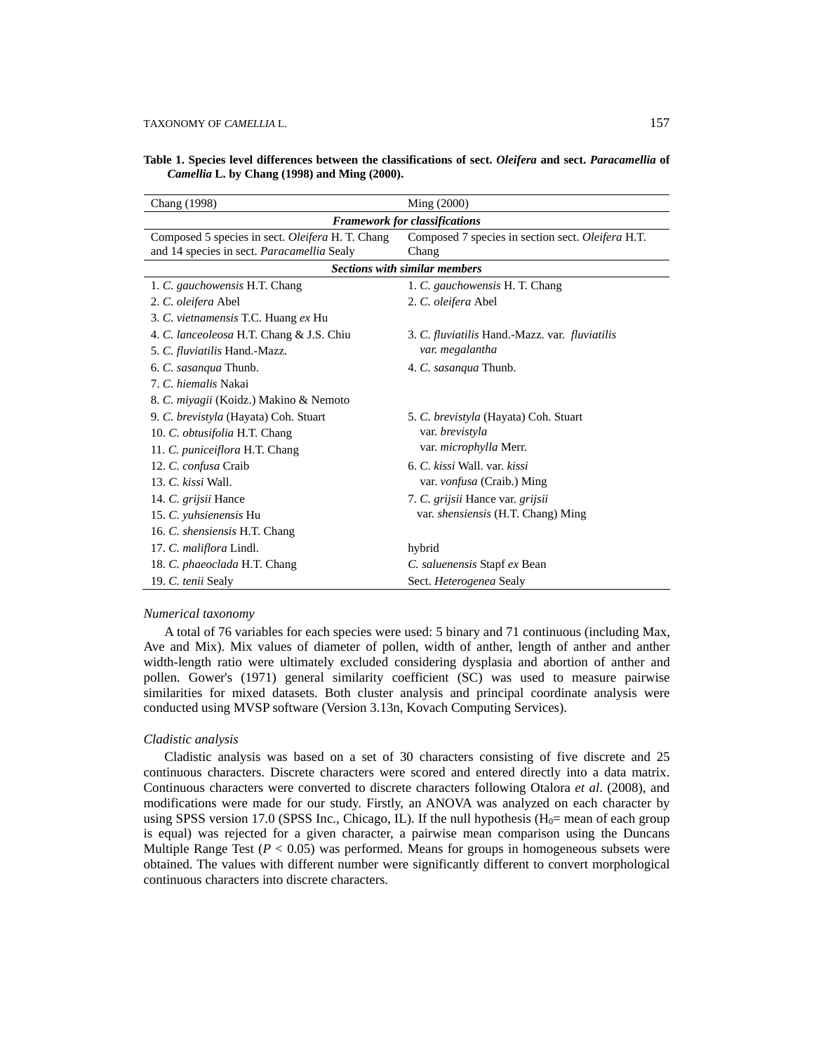**Table 1. Species level differences between the classifications of sect. *Oleifera* and sect. *Paracamellia* of *Camellia* L. by Chang (1998) and Ming (2000).**

| Chang (1998) | Ming (2000) |
|---|---|
| ***Framework for classifications*** | |
| Composed 5 species in sect. *Oleifera* H. T. Chang and 14 species in sect. *Paracamellia* Sealy | Composed 7 species in section sect. *Oleifera* H.T. Chang |
| ***Sections with similar members*** | |
| 1. *C. gauchowensis* H.T. Chang | 1. *C. gauchowensis* H. T. Chang |
| 2. *C. oleifera* Abel | 2. *C. oleifera* Abel |
| 3. *C. vietnamensis* T.C. Huang *ex* Hu | |
| 4. *C. lanceoleosa* H.T. Chang & J.S. Chiu | 3. *C. fluviatilis* Hand.-Mazz. var. *fluviatilis* |
| 5. *C. fluviatilis* Hand.-Mazz. | *var. megalantha* |
| 6. *C. sasanqua* Thunb. | 4. *C. sasanqua* Thunb. |
| 7. *C. hiemalis* Nakai | |
| 8. *C. miyagii* (Koidz.) Makino & Nemoto | |
| 9. *C. brevistyla* (Hayata) Coh. Stuart | 5. *C. brevistyla* (Hayata) Coh. Stuart |
| 10. *C. obtusifolia* H.T. Chang | var. *brevistyla* |
| 11. *C. puniceiflora* H.T. Chang | var. *microphylla* Merr. |
| 12. *C. confusa* Craib | 6. *C. kissi* Wall. var. *kissi* |
| 13. *C. kissi* Wall. | var. *vonfusa* (Craib.) Ming |
| 14. *C. grijsii* Hance | 7. *C. grijsii* Hance var. *grijsii* |
| 15. *C. yuhsienensis* Hu | var. *shensiensis* (H.T. Chang) Ming |
| 16. *C. shensiensis* H.T. Chang | |
| 17. *C. maliflora* Lindl. | hybrid |
| 18. *C. phaeoclada* H.T. Chang | *C. saluenensis* Stapf *ex* Bean |
| 19. *C. tenii* Sealy | Sect. *Heterogenea* Sealy |

*Numerical taxonomy*

A total of 76 variables for each species were used: 5 binary and 71 continuous (including Max, Ave and Mix). Mix values of diameter of pollen, width of anther, length of anther and anther width-length ratio were ultimately excluded considering dysplasia and abortion of anther and pollen. Gower's (1971) general similarity coefficient (SC) was used to measure pairwise similarities for mixed datasets. Both cluster analysis and principal coordinate analysis were conducted using MVSP software (Version 3.13n, Kovach Computing Services).

*Cladistic analysis*

Cladistic analysis was based on a set of 30 characters consisting of five discrete and 25 continuous characters. Discrete characters were scored and entered directly into a data matrix. Continuous characters were converted to discrete characters following Otalora *et al*. (2008), and modifications were made for our study. Firstly, an ANOVA was analyzed on each character by using SPSS version 17.0 (SPSS Inc., Chicago, IL). If the null hypothesis ($H_0$= mean of each group is equal) was rejected for a given character, a pairwise mean comparison using the Duncans Multiple Range Test ($P < 0.05$) was performed. Means for groups in homogeneous subsets were obtained. The values with different number were significantly different to convert morphological continuous characters into discrete characters.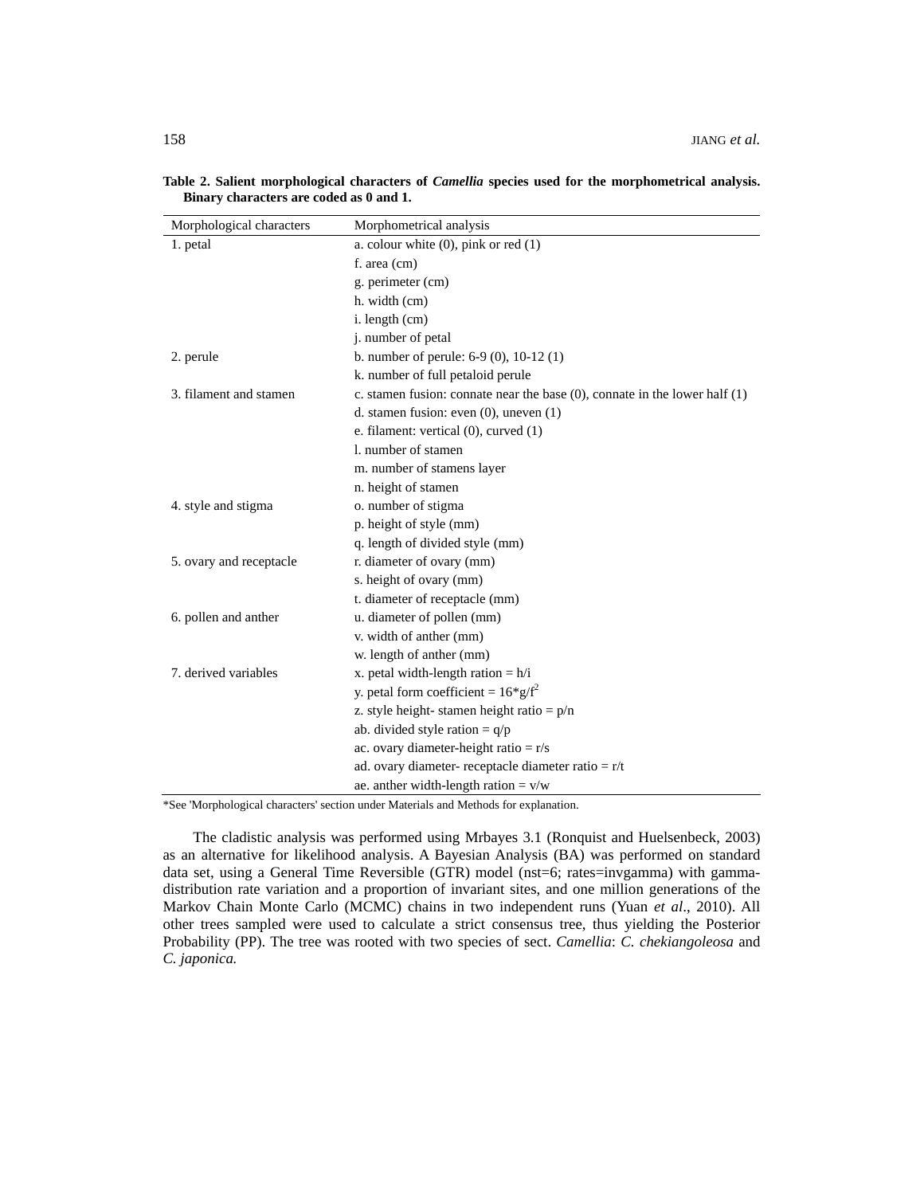**Table 2. Salient morphological characters of *Camellia* species used for the morphometrical analysis. Binary characters are coded as 0 and 1.**

| Morphological characters | Morphometrical analysis |
|---|---|
| 1. petal | a. colour white (0), pink or red (1) |
| | f. area (cm) |
| | g. perimeter (cm) |
| | h. width (cm) |
| | i. length (cm) |
| | j. number of petal |
| 2. perule | b. number of perule: 6-9 (0), 10-12 (1) |
| | k. number of full petaloid perule |
| 3. filament and stamen | c. stamen fusion: connate near the base (0), connate in the lower half (1) |
| | d. stamen fusion: even (0), uneven (1) |
| | e. filament: vertical (0), curved (1) |
| | l. number of stamen |
| | m. number of stamens layer |
| | n. height of stamen |
| 4. style and stigma | o. number of stigma |
| | p. height of style (mm) |
| | q. length of divided style (mm) |
| 5. ovary and receptacle | r. diameter of ovary (mm) |
| | s. height of ovary (mm) |
| | t. diameter of receptacle (mm) |
| 6. pollen and anther | u. diameter of pollen (mm) |
| | v. width of anther (mm) |
| | w. length of anther (mm) |
| 7. derived variables | x. petal width-length ration = h/i |
| | y. petal form coefficient = $16*g/f^2$ |
| | z. style height- stamen height ratio = p/n |
| | ab. divided style ration = q/p |
| | ac. ovary diameter-height ratio = r/s |
| | ad. ovary diameter- receptacle diameter ratio = r/t |
| | ae. anther width-length ration = v/w |

*See 'Morphological characters' section under Materials and Methods for explanation.

The cladistic analysis was performed using Mrbayes 3.1 (Ronquist and Huelsenbeck, 2003) as an alternative for likelihood analysis. A Bayesian Analysis (BA) was performed on standard data set, using a General Time Reversible (GTR) model (nst=6; rates=invgamma) with gamma-distribution rate variation and a proportion of invariant sites, and one million generations of the Markov Chain Monte Carlo (MCMC) chains in two independent runs (Yuan *et al*., 2010). All other trees sampled were used to calculate a strict consensus tree, thus yielding the Posterior Probability (PP). The tree was rooted with two species of sect. *Camellia*: *C. chekiangoleosa* and *C. japonica.*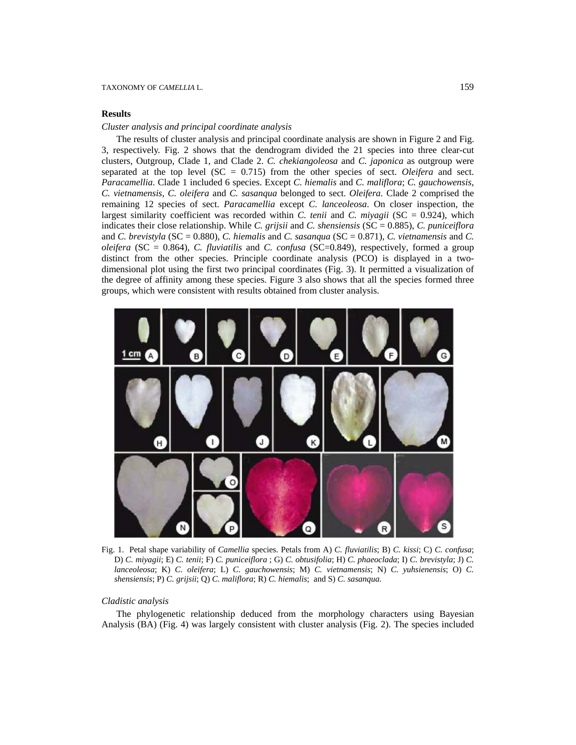## Results

*Cluster analysis and principal coordinate analysis*

The results of cluster analysis and principal coordinate analysis are shown in Figure 2 and Fig. 3, respectively. Fig. 2 shows that the dendrogram divided the 21 species into three clear-cut clusters, Outgroup, Clade 1, and Clade 2. *C. chekiangoleosa* and *C. japonica* as outgroup were separated at the top level (SC = 0.715) from the other species of sect. *Oleifera* and sect. *Paracamellia*. Clade 1 included 6 species. Except *C. hiemalis* and *C. maliflora*; *C. gauchowensis*, *C. vietnamensis*, *C. oleifera* and *C. sasanqua* belonged to sect. *Oleifera*. Clade 2 comprised the remaining 12 species of sect. *Paracamellia* except *C. lanceoleosa*. On closer inspection, the largest similarity coefficient was recorded within *C. tenii* and *C. miyagii* (SC = 0.924), which indicates their close relationship. While *C. grijsii* and *C. shensiensis* (SC = 0.885), *C. puniceiflora* and *C. brevistyla* (SC = 0.880), *C. hiemalis* and *C. sasanqua* (SC = 0.871), *C. vietnamensis* and *C. oleifera* (SC = 0.864), *C. fluviatilis* and *C. confusa* (SC=0.849), respectively, formed a group distinct from the other species. Principle coordinate analysis (PCO) is displayed in a two-dimensional plot using the first two principal coordinates (Fig. 3). It permitted a visualization of the degree of affinity among these species. Figure 3 also shows that all the species formed three groups, which were consistent with results obtained from cluster analysis.

Fig. 1. Petal shape variability of *Camellia* species. Petals from A) *C. fluviatilis*; B) *C. kissi*; C) *C. confusa*; D) *C. miyagii*; E) *C. tenii*; F) *C. puniceiflora* ; G) *C. obtusifolia*; H) *C. phaeoclada*; I) *C. brevistyla*; J) *C. lanceoleosa*; K) *C. oleifera*; L) *C. gauchowensis*; M) *C. vietnamensis*; N) *C. yuhsienensis*; O) *C. shensiensis*; P) *C. grijsii*; Q) *C. maliflora*; R) *C. hiemalis*; and S) *C. sasanqua.*

*Cladistic analysis*

The phylogenetic relationship deduced from the morphology characters using Bayesian Analysis (BA) (Fig. 4) was largely consistent with cluster analysis (Fig. 2). The species included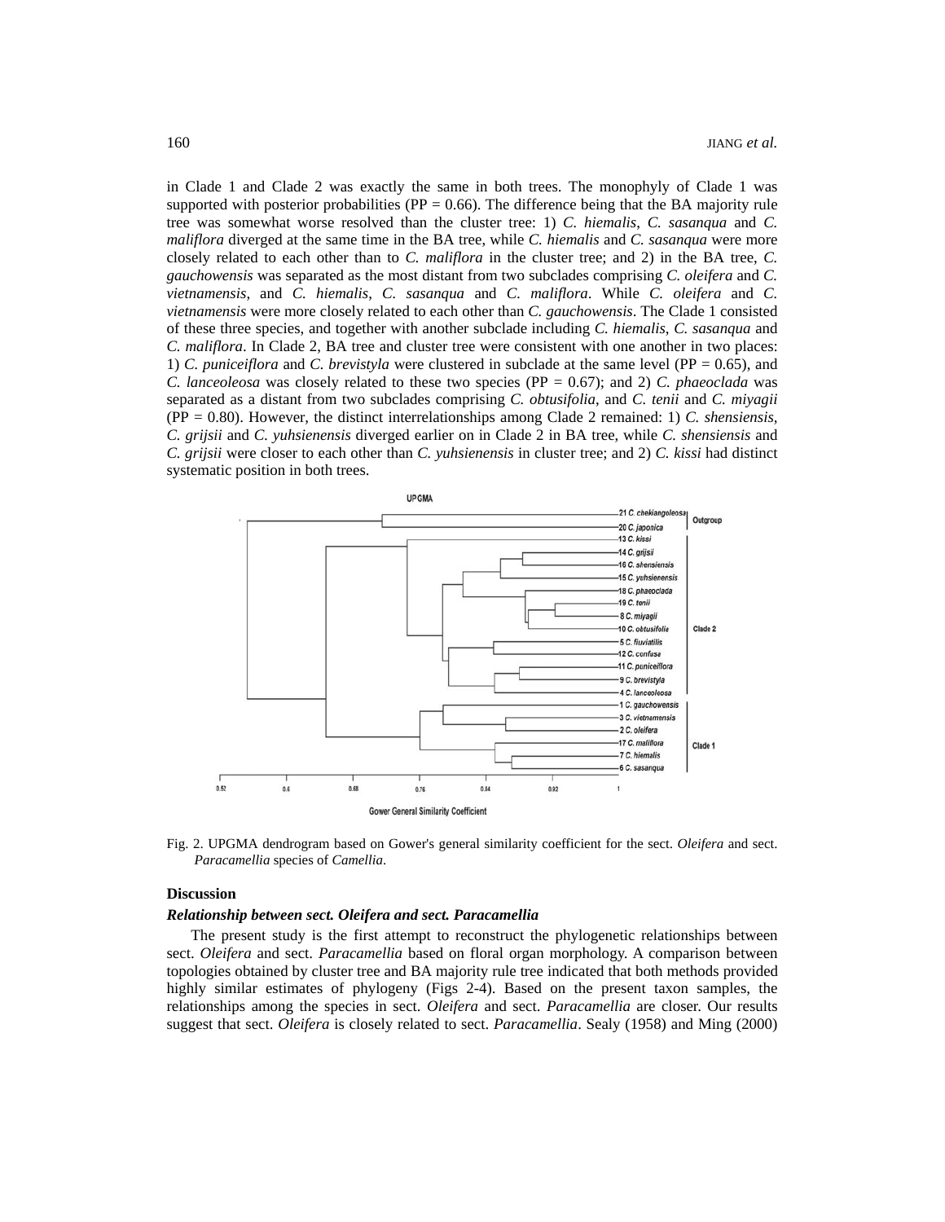in Clade 1 and Clade 2 was exactly the same in both trees. The monophyly of Clade 1 was supported with posterior probabilities (PP = 0.66). The difference being that the BA majority rule tree was somewhat worse resolved than the cluster tree: 1) *C. hiemalis*, *C. sasanqua* and *C. maliflora* diverged at the same time in the BA tree, while *C. hiemalis* and *C. sasanqua* were more closely related to each other than to *C. maliflora* in the cluster tree; and 2) in the BA tree, *C. gauchowensis* was separated as the most distant from two subclades comprising *C. oleifera* and *C. vietnamensis*, and *C. hiemalis*, *C. sasanqua* and *C. maliflora*. While *C. oleifera* and *C. vietnamensis* were more closely related to each other than *C. gauchowensis*. The Clade 1 consisted of these three species, and together with another subclade including *C. hiemalis*, *C. sasanqua* and *C. maliflora*. In Clade 2, BA tree and cluster tree were consistent with one another in two places: 1) *C. puniceiflora* and *C. brevistyla* were clustered in subclade at the same level (PP = 0.65), and *C. lanceoleosa* was closely related to these two species (PP = 0.67); and 2) *C. phaeoclada* was separated as a distant from two subclades comprising *C. obtusifolia*, and *C. tenii* and *C. miyagii* (PP = 0.80). However, the distinct interrelationships among Clade 2 remained: 1) *C. shensiensis*, *C. grijsii* and *C. yuhsienensis* diverged earlier on in Clade 2 in BA tree, while *C. shensiensis* and *C. grijsii* were closer to each other than *C. yuhsienensis* in cluster tree; and 2) *C. kissi* had distinct systematic position in both trees.

Fig. 2. UPGMA dendrogram based on Gower's general similarity coefficient for the sect. *Oleifera* and sect. *Paracamellia* species of *Camellia*.

## Discussion

### *Relationship between sect. Oleifera and sect. Paracamellia*

The present study is the first attempt to reconstruct the phylogenetic relationships between sect. *Oleifera* and sect. *Paracamellia* based on floral organ morphology. A comparison between topologies obtained by cluster tree and BA majority rule tree indicated that both methods provided highly similar estimates of phylogeny (Figs 2-4). Based on the present taxon samples, the relationships among the species in sect. *Oleifera* and sect. *Paracamellia* are closer. Our results suggest that sect. *Oleifera* is closely related to sect. *Paracamellia*. Sealy (1958) and Ming (2000)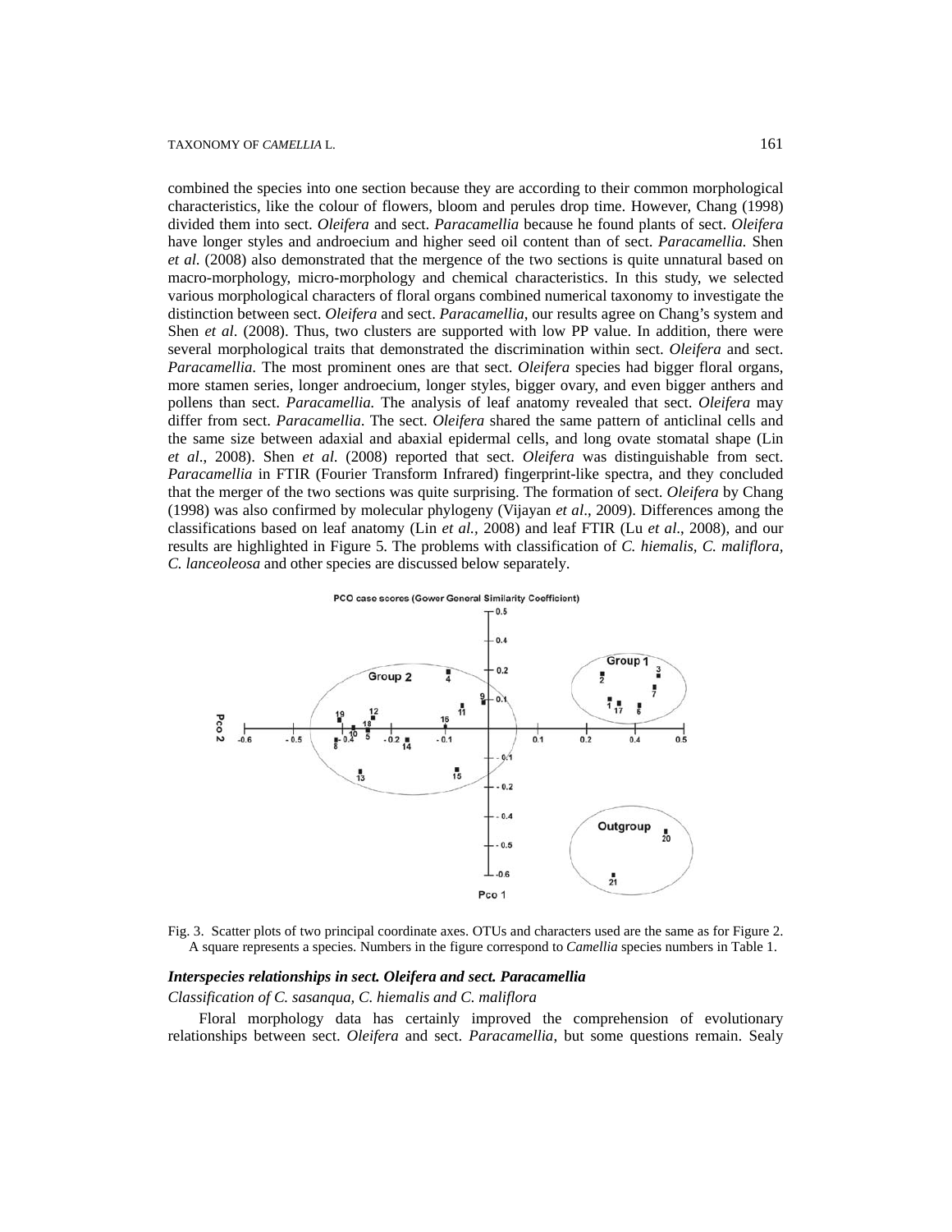combined the species into one section because they are according to their common morphological characteristics, like the colour of flowers, bloom and perules drop time. However, Chang (1998) divided them into sect. *Oleifera* and sect. *Paracamellia* because he found plants of sect. *Oleifera* have longer styles and androecium and higher seed oil content than of sect. *Paracamellia.* Shen *et al.* (2008) also demonstrated that the mergence of the two sections is quite unnatural based on macro-morphology, micro-morphology and chemical characteristics. In this study, we selected various morphological characters of floral organs combined numerical taxonomy to investigate the distinction between sect. *Oleifera* and sect. *Paracamellia*, our results agree on Chang's system and Shen *et al*. (2008). Thus, two clusters are supported with low PP value. In addition, there were several morphological traits that demonstrated the discrimination within sect. *Oleifera* and sect. *Paracamellia*. The most prominent ones are that sect. *Oleifera* species had bigger floral organs, more stamen series, longer androecium, longer styles, bigger ovary, and even bigger anthers and pollens than sect. *Paracamellia.* The analysis of leaf anatomy revealed that sect. *Oleifera* may differ from sect. *Paracamellia*. The sect. *Oleifera* shared the same pattern of anticlinal cells and the same size between adaxial and abaxial epidermal cells, and long ovate stomatal shape (Lin *et al*., 2008). Shen *et al*. (2008) reported that sect. *Oleifera* was distinguishable from sect. *Paracamellia* in FTIR (Fourier Transform Infrared) fingerprint-like spectra, and they concluded that the merger of the two sections was quite surprising. The formation of sect. *Oleifera* by Chang (1998) was also confirmed by molecular phylogeny (Vijayan *et al*., 2009). Differences among the classifications based on leaf anatomy (Lin *et al.,* 2008) and leaf FTIR (Lu *et al*., 2008), and our results are highlighted in Figure 5. The problems with classification of *C. hiemalis, C. maliflora, C. lanceoleosa* and other species are discussed below separately.

Fig. 3. Scatter plots of two principal coordinate axes. OTUs and characters used are the same as for Figure 2. A square represents a species. Numbers in the figure correspond to *Camellia* species numbers in Table 1.

***Interspecies relationships in sect. Oleifera and sect. Paracamellia***

*Classification of C. sasanqua, C. hiemalis and C. maliflora*

Floral morphology data has certainly improved the comprehension of evolutionary relationships between sect. *Oleifera* and sect. *Paracamellia*, but some questions remain. Sealy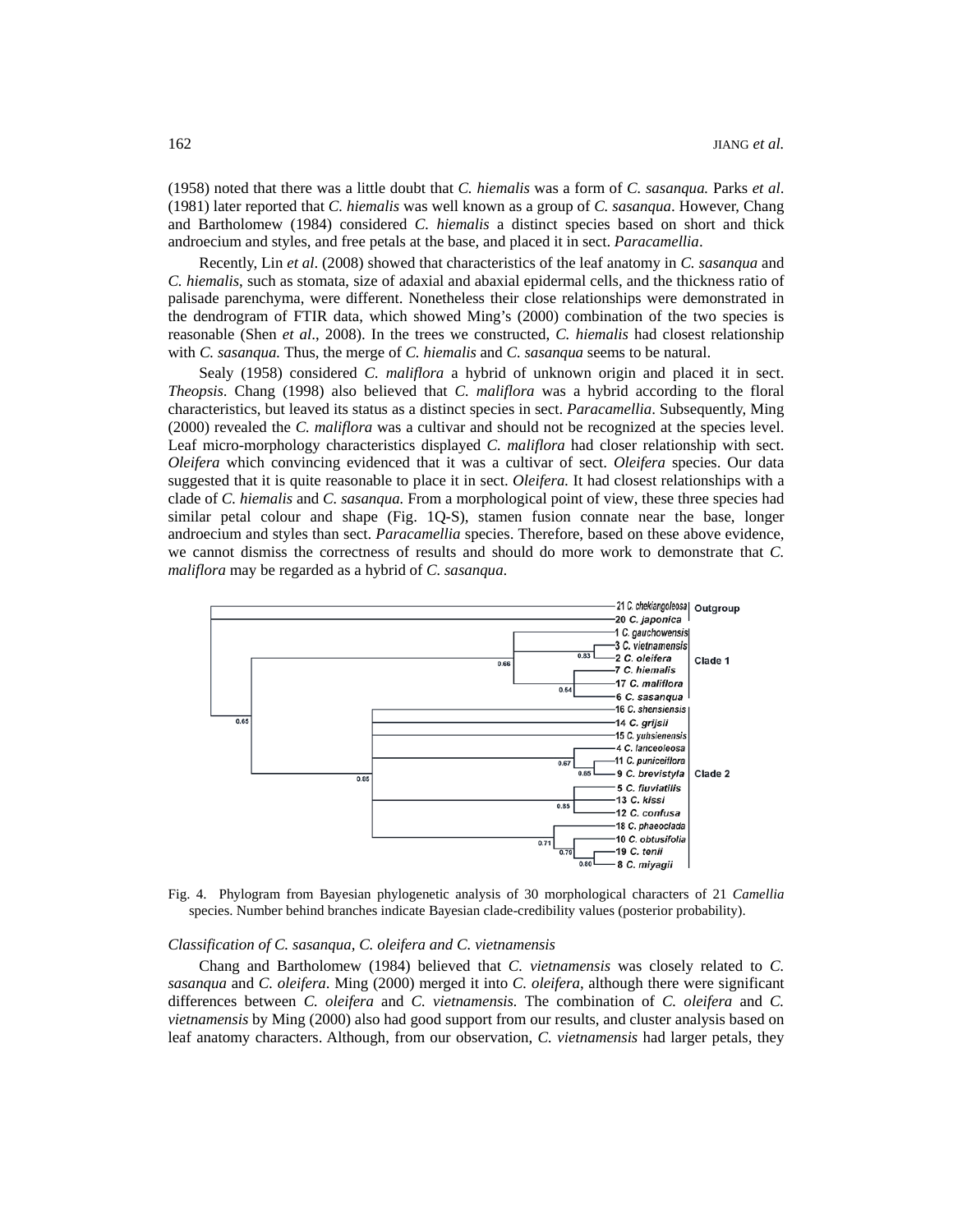(1958) noted that there was a little doubt that *C. hiemalis* was a form of *C. sasanqua.* Parks *et al*. (1981) later reported that *C. hiemalis* was well known as a group of *C. sasanqua*. However, Chang and Bartholomew (1984) considered *C. hiemalis* a distinct species based on short and thick androecium and styles, and free petals at the base, and placed it in sect. *Paracamellia*.

Recently, Lin *et al*. (2008) showed that characteristics of the leaf anatomy in *C. sasanqua* and *C. hiemalis*, such as stomata, size of adaxial and abaxial epidermal cells, and the thickness ratio of palisade parenchyma, were different. Nonetheless their close relationships were demonstrated in the dendrogram of FTIR data, which showed Ming's (2000) combination of the two species is reasonable (Shen *et al*., 2008). In the trees we constructed, *C. hiemalis* had closest relationship with *C. sasanqua.* Thus, the merge of *C. hiemalis* and *C. sasanqua* seems to be natural.

Sealy (1958) considered *C. maliflora* a hybrid of unknown origin and placed it in sect. *Theopsis*. Chang (1998) also believed that *C. maliflora* was a hybrid according to the floral characteristics, but leaved its status as a distinct species in sect. *Paracamellia*. Subsequently, Ming (2000) revealed the *C. maliflora* was a cultivar and should not be recognized at the species level. Leaf micro-morphology characteristics displayed *C. maliflora* had closer relationship with sect. *Oleifera* which convincing evidenced that it was a cultivar of sect. *Oleifera* species. Our data suggested that it is quite reasonable to place it in sect. *Oleifera.* It had closest relationships with a clade of *C. hiemalis* and *C. sasanqua.* From a morphological point of view, these three species had similar petal colour and shape (Fig. 1Q-S), stamen fusion connate near the base, longer androecium and styles than sect. *Paracamellia* species. Therefore, based on these above evidence, we cannot dismiss the correctness of results and should do more work to demonstrate that *C. maliflora* may be regarded as a hybrid of *C. sasanqua*.

Fig. 4. Phylogram from Bayesian phylogenetic analysis of 30 morphological characters of 21 *Camellia* species. Number behind branches indicate Bayesian clade-credibility values (posterior probability).

*Classification of C. sasanqua, C. oleifera and C. vietnamensis*

Chang and Bartholomew (1984) believed that *C. vietnamensis* was closely related to *C. sasanqua* and *C. oleifera*. Ming (2000) merged it into *C. oleifera*, although there were significant differences between *C. oleifera* and *C. vietnamensis.* The combination of *C. oleifera* and *C. vietnamensis* by Ming (2000) also had good support from our results, and cluster analysis based on leaf anatomy characters. Although, from our observation, *C. vietnamensis* had larger petals, they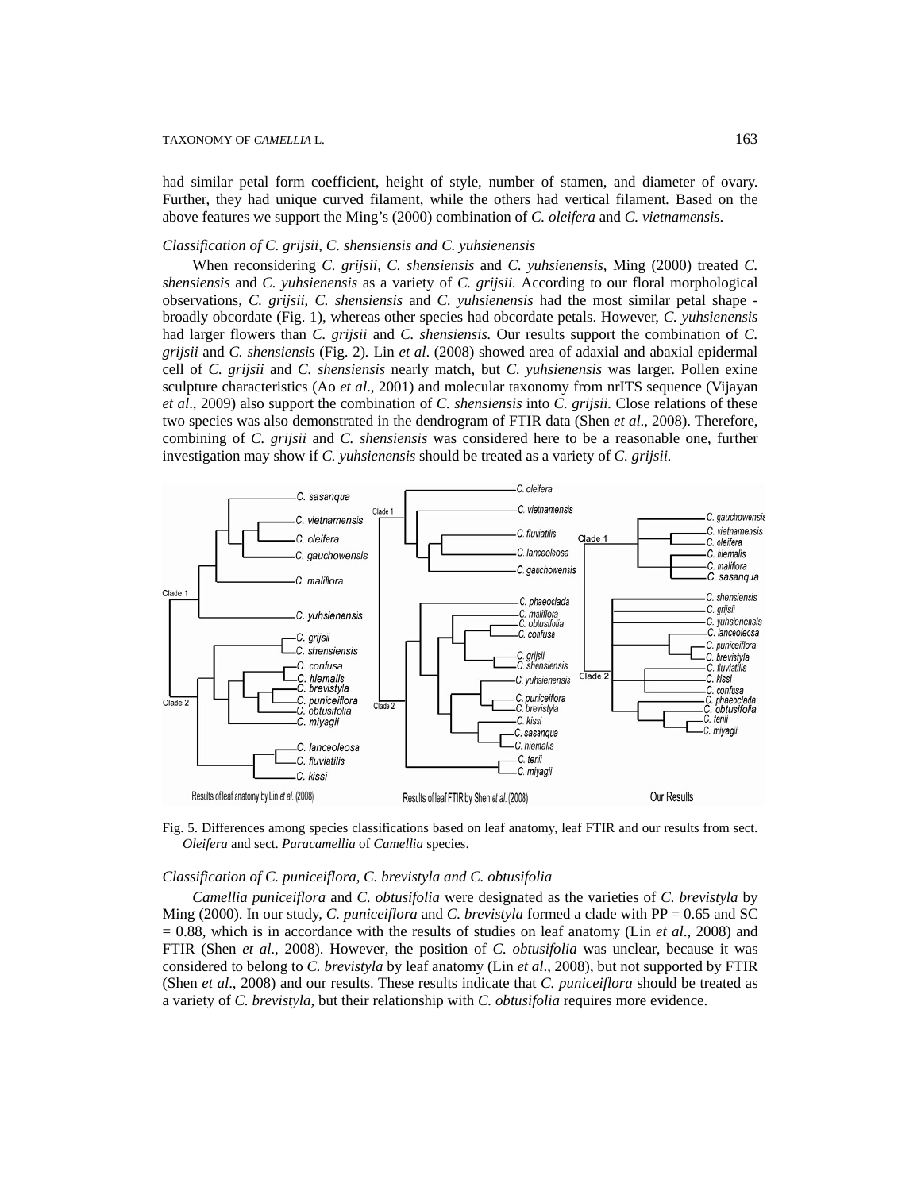had similar petal form coefficient, height of style, number of stamen, and diameter of ovary. Further, they had unique curved filament, while the others had vertical filament. Based on the above features we support the Ming's (2000) combination of *C. oleifera* and *C. vietnamensis*.

*Classification of C. grijsii, C. shensiensis and C. yuhsienensis*

When reconsidering *C. grijsii*, *C. shensiensis* and *C. yuhsienensis*, Ming (2000) treated *C. shensiensis* and *C. yuhsienensis* as a variety of *C. grijsii.* According to our floral morphological observations, *C. grijsii*, *C. shensiensis* and *C. yuhsienensis* had the most similar petal shape - broadly obcordate (Fig. 1), whereas other species had obcordate petals. However, *C. yuhsienensis* had larger flowers than *C. grijsii* and *C. shensiensis.* Our results support the combination of *C. grijsii* and *C. shensiensis* (Fig. 2)*.* Lin *et al*. (2008) showed area of adaxial and abaxial epidermal cell of *C. grijsii* and *C. shensiensis* nearly match, but *C. yuhsienensis* was larger. Pollen exine sculpture characteristics (Ao *et al*., 2001) and molecular taxonomy from nrITS sequence (Vijayan *et al*., 2009) also support the combination of *C. shensiensis* into *C. grijsii.* Close relations of these two species was also demonstrated in the dendrogram of FTIR data (Shen *et al*., 2008). Therefore, combining of *C. grijsii* and *C. shensiensis* was considered here to be a reasonable one, further investigation may show if *C. yuhsienensis* should be treated as a variety of *C. grijsii.*

Fig. 5. Differences among species classifications based on leaf anatomy, leaf FTIR and our results from sect. *Oleifera* and sect. *Paracamellia* of *Camellia* species.

*Classification of C. puniceiflora, C. brevistyla and C. obtusifolia*

*Camellia puniceiflora* and *C. obtusifolia* were designated as the varieties of *C. brevistyla* by Ming (2000). In our study, *C. puniceiflora* and *C. brevistyla* formed a clade with PP = 0.65 and SC = 0.88, which is in accordance with the results of studies on leaf anatomy (Lin *et al*., 2008) and FTIR (Shen *et al*., 2008). However, the position of *C. obtusifolia* was unclear, because it was considered to belong to *C. brevistyla* by leaf anatomy (Lin *et al*., 2008), but not supported by FTIR (Shen *et al*., 2008) and our results. These results indicate that *C. puniceiflora* should be treated as a variety of *C. brevistyla,* but their relationship with *C. obtusifolia* requires more evidence.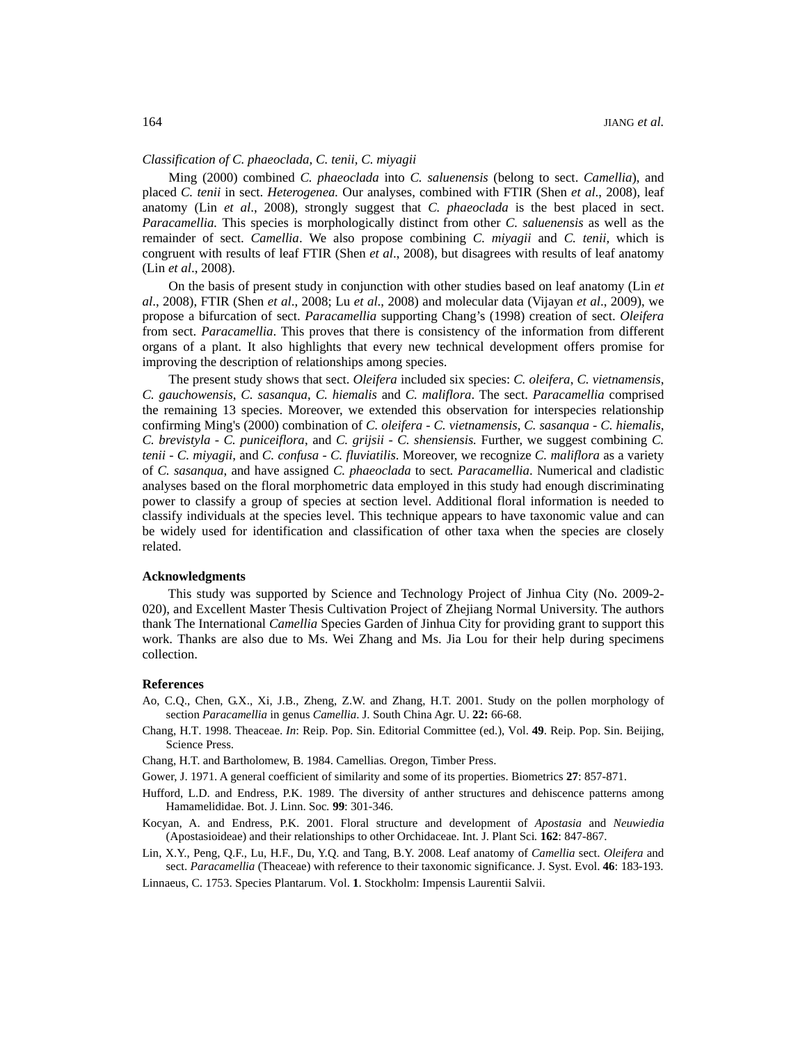*Classification of C. phaeoclada, C. tenii, C. miyagii*

Ming (2000) combined *C. phaeoclada* into *C. saluenensis* (belong to sect. *Camellia*), and placed *C. tenii* in sect. *Heterogenea.* Our analyses, combined with FTIR (Shen *et al*., 2008), leaf anatomy (Lin *et al*., 2008), strongly suggest that *C. phaeoclada* is the best placed in sect. *Paracamellia.* This species is morphologically distinct from other *C. saluenensis* as well as the remainder of sect. *Camellia*. We also propose combining *C. miyagii* and *C. tenii,* which is congruent with results of leaf FTIR (Shen *et al*., 2008), but disagrees with results of leaf anatomy (Lin *et al*., 2008).

On the basis of present study in conjunction with other studies based on leaf anatomy (Lin *et al*., 2008), FTIR (Shen *et al*., 2008; Lu *et al*., 2008) and molecular data (Vijayan *et al*., 2009), we propose a bifurcation of sect. *Paracamellia* supporting Chang's (1998) creation of sect. *Oleifera* from sect. *Paracamellia*. This proves that there is consistency of the information from different organs of a plant. It also highlights that every new technical development offers promise for improving the description of relationships among species.

The present study shows that sect. *Oleifera* included six species: *C. oleifera*, *C. vietnamensis*, *C. gauchowensis*, *C. sasanqua*, *C. hiemalis* and *C. maliflora*. The sect. *Paracamellia* comprised the remaining 13 species. Moreover, we extended this observation for interspecies relationship confirming Ming's (2000) combination of *C. oleifera* - *C. vietnamensis*, *C. sasanqua* - *C. hiemalis*, *C. brevistyla* - *C. puniceiflora*, and *C. grijsii* - *C. shensiensis.* Further, we suggest combining *C. tenii* - *C. miyagii*, and *C. confusa* - *C. fluviatilis*. Moreover, we recognize *C. maliflora* as a variety of *C. sasanqua*, and have assigned *C. phaeoclada* to sect*. Paracamellia*. Numerical and cladistic analyses based on the floral morphometric data employed in this study had enough discriminating power to classify a group of species at section level. Additional floral information is needed to classify individuals at the species level. This technique appears to have taxonomic value and can be widely used for identification and classification of other taxa when the species are closely related.

## Acknowledgments

This study was supported by Science and Technology Project of Jinhua City (No. 2009-2-020), and Excellent Master Thesis Cultivation Project of Zhejiang Normal University. The authors thank The International *Camellia* Species Garden of Jinhua City for providing grant to support this work. Thanks are also due to Ms. Wei Zhang and Ms. Jia Lou for their help during specimens collection.

## References

Ao, C.Q., Chen, G.X., Xi, J.B., Zheng, Z.W. and Zhang, H.T. 2001. Study on the pollen morphology of section *Paracamellia* in genus *Camellia*. J. South China Agr. U. **22:** 66-68.

Chang, H.T. 1998. Theaceae. *In*: Reip. Pop. Sin. Editorial Committee (ed.), Vol. **49**. Reip. Pop. Sin. Beijing, Science Press.

Chang, H.T. and Bartholomew, B. 1984. Camellias*.* Oregon, Timber Press.

Gower, J. 1971. A general coefficient of similarity and some of its properties. Biometrics **27**: 857-871.

Hufford, L.D. and Endress, P.K. 1989. The diversity of anther structures and dehiscence patterns among Hamamelididae. Bot. J. Linn. Soc*.* **99**: 301-346.

Kocyan, A. and Endress, P.K. 2001. Floral structure and development of *Apostasia* and *Neuwiedia* (Apostasioideae) and their relationships to other Orchidaceae. Int. J. Plant Sci*.* **162**: 847-867.

Lin, X.Y., Peng, Q.F., Lu, H.F., Du, Y.Q. and Tang, B.Y. 2008. Leaf anatomy of *Camellia* sect. *Oleifera* and sect. *Paracamellia* (Theaceae) with reference to their taxonomic significance. J. Syst. Evol. **46**: 183-193.

Linnaeus, C. 1753. Species Plantarum. Vol. **1**. Stockholm: Impensis Laurentii Salvii.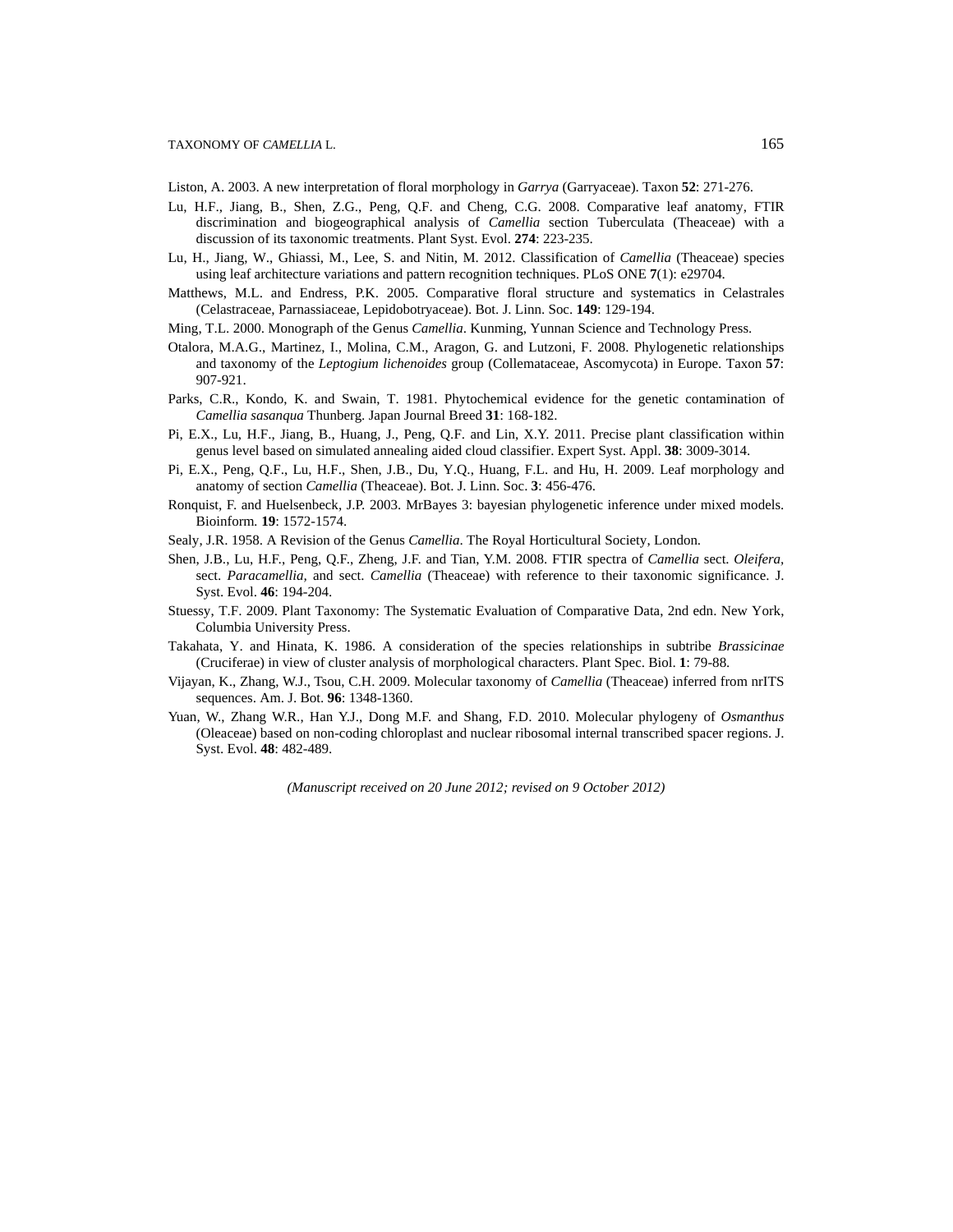Liston, A. 2003. A new interpretation of floral morphology in *Garrya* (Garryaceae). Taxon **52**: 271-276.

Lu, H.F., Jiang, B., Shen, Z.G., Peng, Q.F. and Cheng, C.G. 2008. Comparative leaf anatomy, FTIR discrimination and biogeographical analysis of *Camellia* section Tuberculata (Theaceae) with a discussion of its taxonomic treatments. Plant Syst. Evol. **274**: 223-235.

Lu, H., Jiang, W., Ghiassi, M., Lee, S. and Nitin, M. 2012. Classification of *Camellia* (Theaceae) species using leaf architecture variations and pattern recognition techniques. PLoS ONE **7**(1): e29704.

Matthews, M.L. and Endress, P.K. 2005. Comparative floral structure and systematics in Celastrales (Celastraceae, Parnassiaceae, Lepidobotryaceae). Bot. J. Linn. Soc. **149**: 129-194.

Ming, T.L. 2000. Monograph of the Genus *Camellia*. Kunming, Yunnan Science and Technology Press.

Otalora, M.A.G., Martinez, I., Molina, C.M., Aragon, G. and Lutzoni, F. 2008. Phylogenetic relationships and taxonomy of the *Leptogium lichenoides* group (Collemataceae, Ascomycota) in Europe. Taxon **57**: 907-921.

Parks, C.R., Kondo, K. and Swain, T. 1981. Phytochemical evidence for the genetic contamination of *Camellia sasanqua* Thunberg. Japan Journal Breed **31**: 168-182.

Pi, E.X., Lu, H.F., Jiang, B., Huang, J., Peng, Q.F. and Lin, X.Y. 2011. Precise plant classification within genus level based on simulated annealing aided cloud classifier. Expert Syst. Appl. **38**: 3009-3014.

Pi, E.X., Peng, Q.F., Lu, H.F., Shen, J.B., Du, Y.Q., Huang, F.L. and Hu, H. 2009. Leaf morphology and anatomy of section *Camellia* (Theaceae). Bot. J. Linn. Soc. **3**: 456-476.

Ronquist, F. and Huelsenbeck, J.P. 2003. MrBayes 3: bayesian phylogenetic inference under mixed models. Bioinform. **19**: 1572-1574.

Sealy, J.R. 1958. A Revision of the Genus *Camellia*. The Royal Horticultural Society, London.

Shen, J.B., Lu, H.F., Peng, Q.F., Zheng, J.F. and Tian, Y.M. 2008. FTIR spectra of *Camellia* sect. *Oleifera*, sect. *Paracamellia*, and sect. *Camellia* (Theaceae) with reference to their taxonomic significance. J. Syst. Evol. **46**: 194-204.

Stuessy, T.F. 2009. Plant Taxonomy: The Systematic Evaluation of Comparative Data, 2nd edn. New York, Columbia University Press.

Takahata, Y. and Hinata, K. 1986. A consideration of the species relationships in subtribe *Brassicinae* (Cruciferae) in view of cluster analysis of morphological characters. Plant Spec. Biol. **1**: 79-88.

Vijayan, K., Zhang, W.J., Tsou, C.H. 2009. Molecular taxonomy of *Camellia* (Theaceae) inferred from nrITS sequences. Am. J. Bot. **96**: 1348-1360.

Yuan, W., Zhang W.R., Han Y.J., Dong M.F. and Shang, F.D. 2010. Molecular phylogeny of *Osmanthus* (Oleaceae) based on non-coding chloroplast and nuclear ribosomal internal transcribed spacer regions. J. Syst. Evol. **48**: 482-489.

*(Manuscript received on 20 June 2012; revised on 9 October 2012)*